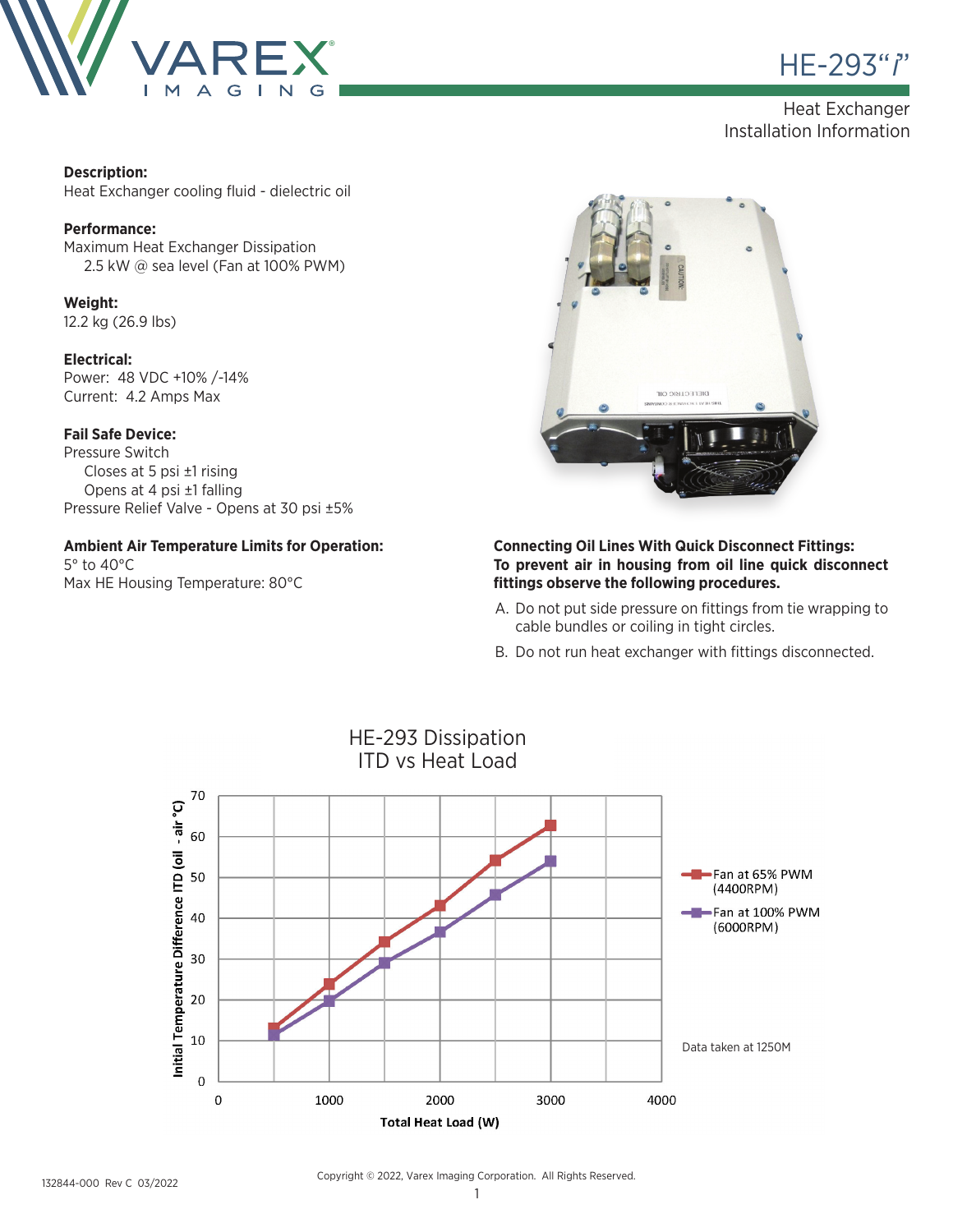# HE-293"i"

## Heat Exchanger Installation Information

**Description:**
Heat Exchanger cooling fluid - dielectric oil

**Performance:**
Maximum Heat Exchanger Dissipation
2.5 kW @ sea level (Fan at 100% PWM)

**Weight:**
12.2 kg (26.9 lbs)

**Electrical:**
Power: 48 VDC +10% /-14%
Current: 4.2 Amps Max

**Fail Safe Device:**
Pressure Switch
Closes at 5 psi ±1 rising
Opens at 4 psi ±1 falling
Pressure Relief Valve - Opens at 30 psi ±5%

**Ambient Air Temperature Limits for Operation:**
5° to 40°C
Max HE Housing Temperature: 80°C

**Connecting Oil Lines With Quick Disconnect Fittings:**
**To prevent air in housing from oil line quick disconnect fittings observe the following procedures.**

A. Do not put side pressure on fittings from tie wrapping to cable bundles or coiling in tight circles.

B. Do not run heat exchanger with fittings disconnected.

HE-293 Dissipation
ITD vs Heat Load

| Total Heat Load (W) | Fan at 65% PWM (4400RPM) ITD (oil - air °C) | Fan at 100% PWM (6000RPM) ITD (oil - air °C) |
|---|---|---|
| 500 | ~13 | ~11 |
| 1000 | ~24 | ~20 |
| 1500 | ~34 | ~29 |
| 2000 | ~43 | ~37 |
| 2500 | ~54 | ~46 |
| 3000 | ~63 | ~54 |

Data taken at 1250M

132844-000 Rev C 03/2022

Copyright © 2022, Varex Imaging Corporation. All Rights Reserved.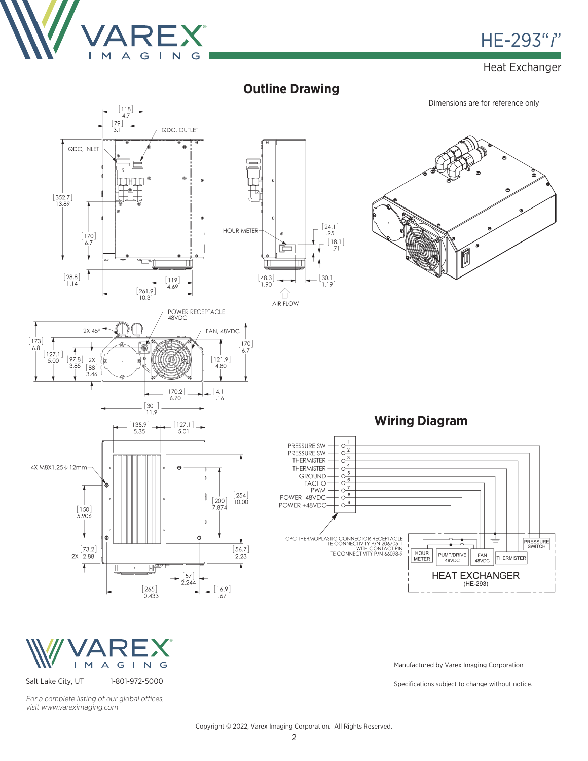## Outline Drawing

Dimensions are for reference only

[118]
4.7

[79]
3.1

QDC, OUTLET

QDC, INLET

[352.7]
13.89

[170]
6.7

[28.8]
1.14

[119]
4.69

[261.9]
10.31

HOUR METER

[24.1]
.95

[18.1]
.71

[48.3]
1.90

[30.1]
1.19

AIR FLOW

POWER RECEPTACLE
48VDC

2X 45°

FAN, 48VDC

[173]
6.8

[127.1]
5.00

[97.8]
3.85

2X
[88]
3.46

[170]
6.7

[121.9]
4.80

[170.2]
6.70

[4.1]
.16

[301]
11.9

[135.9]
5.35

[127.1]
5.01

4X M8X1.25 ↧ 12mm

[150]
5.906

[200]
7.874

[254]
10.00

[73.2]
2X 2.88

[56.7]
2.23

[57]
2.244

[265]
10.433

[16.9]
.67

## Wiring Diagram

| Pin | Signal |
|---|---|
| 1 | PRESSURE SW |
| 2 | PRESSURE SW |
| 3 | THERMISTER |
| 4 | THERMISTER |
| 5 | GROUND |
| 6 | TACHO |
| 7 | PWM |
| 8 | POWER -48VDC |
| 9 | POWER +48VDC |

CPC THERMOPLASTIC CONNECTOR RECEPTACLE
TE CONNECTIVITY P/N 206705-1
WITH CONTACT PIN
TE CONNECTIVITY P/N 66098-9

HOUR METER

PUMP/DRIVE 48VDC

FAN 48VDC

THERMISTER

PRESSURE SWITCH

HEAT EXCHANGER
(HE-293)

Salt Lake City, UT 1-801-972-5000

*For a complete listing of our global offices, visit www.vareximaging.com*

Manufactured by Varex Imaging Corporation

Specifications subject to change without notice.

Copyright © 2022, Varex Imaging Corporation. All Rights Reserved.